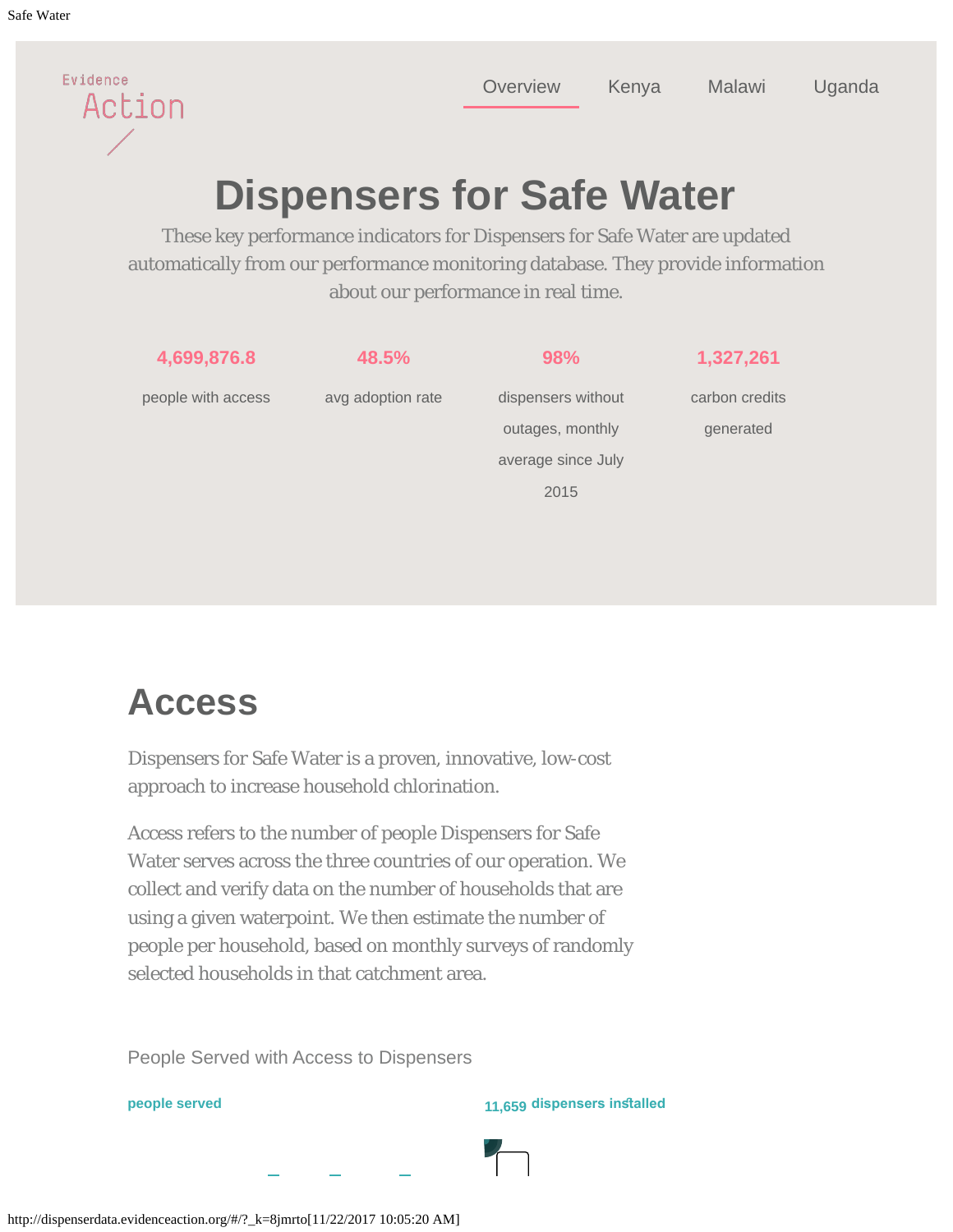Evidence Action

Overview | Kenya | Malawi | Uganda

# Dispensers for Safe Water

These key performance indicators for Dispensers for Safe Water are updated automatically from our performance monitoring database. They provide information about our performance in real time.

**4,699,876.8**
people with access

**48.5%**
avg adoption rate

**98%**
dispensers without outages, monthly average since July 2015

**1,327,261**
carbon credits generated

## Access

Dispensers for Safe Water is a proven, innovative, low-cost approach to increase household chlorination.

Access refers to the number of people Dispensers for Safe Water serves across the three countries of our operation. We collect and verify data on the number of households that are using a given waterpoint. We then estimate the number of people per household, based on monthly surveys of randomly selected households in that catchment area.

People Served with Access to Dispensers

**people served**

**11,659 dispensers installed**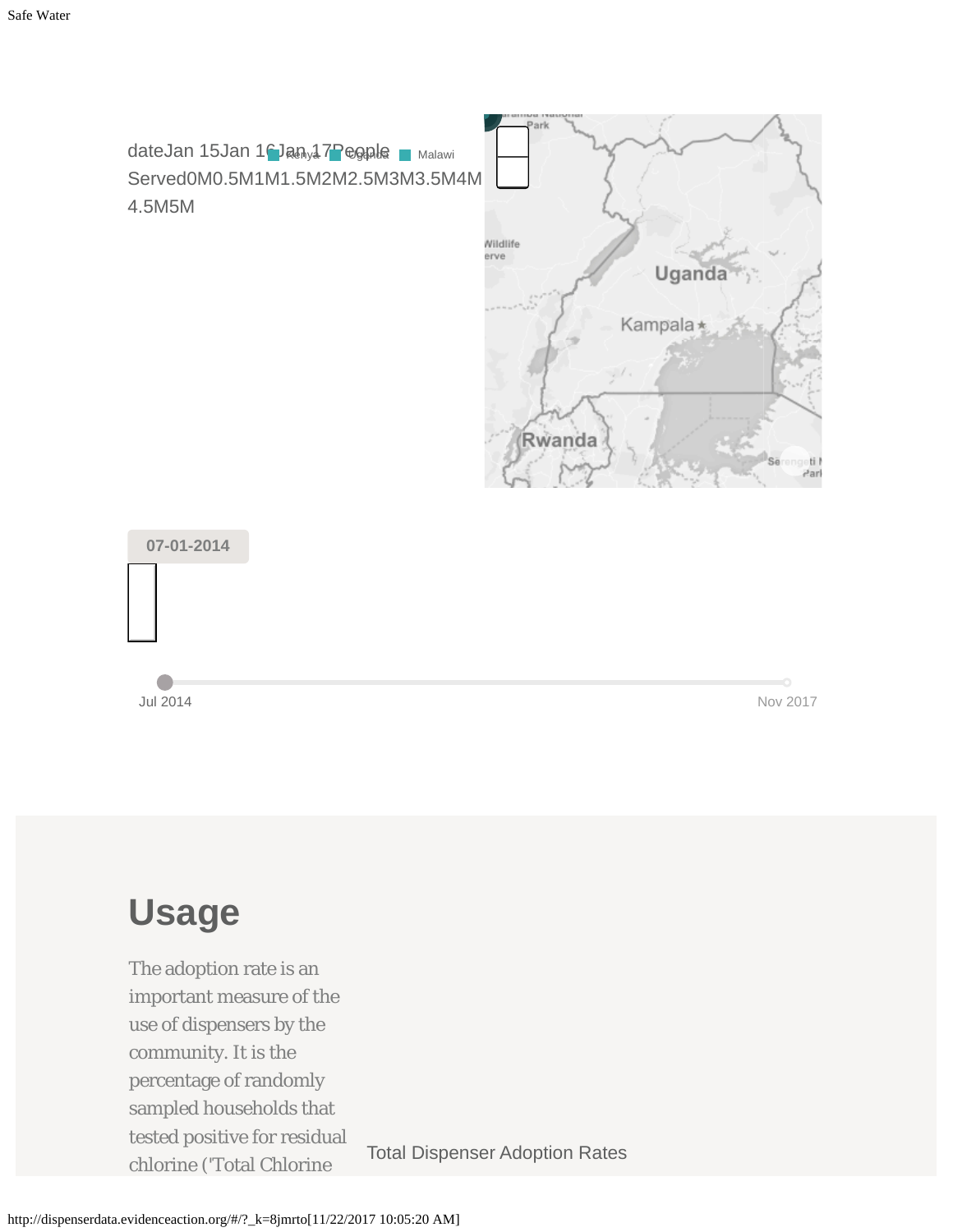dateJan 15Jan 16Jan 17People Served0M0.5M1M1.5M2M2.5M3M3.5M4M4.5M5M

Kenya Uganda Malawi

Uganda

Kampala

Rwanda

07-01-2014

Jul 2014 Nov 2017

## Usage

The adoption rate is an important measure of the use of dispensers by the community. It is the percentage of randomly sampled households that tested positive for residual chlorine ('Total Chlorine

Total Dispenser Adoption Rates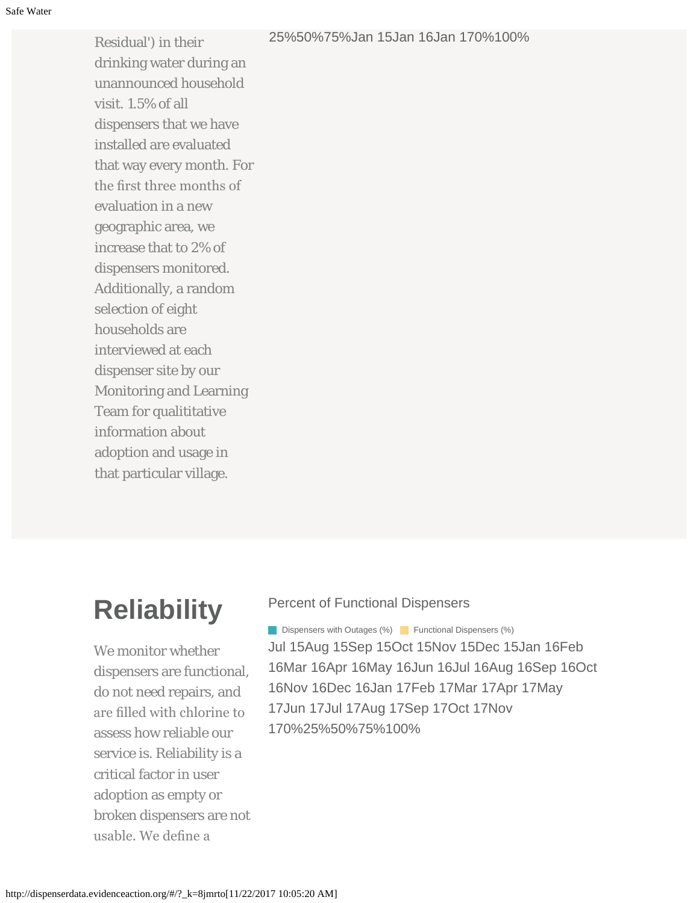Residual') in their drinking water during an unannounced household visit. 1.5% of all dispensers that we have installed are evaluated that way every month. For the first three months of evaluation in a new geographic area, we increase that to 2% of dispensers monitored. Additionally, a random selection of eight households are interviewed at each dispenser site by our Monitoring and Learning Team for qualititative information about adoption and usage in that particular village.

25%50%75%Jan 15Jan 16Jan 170%100%

# Reliability

We monitor whether dispensers are functional, do not need repairs, and are filled with chlorine to assess how reliable our service is. Reliability is a critical factor in user adoption as empty or broken dispensers are not usable. We define a

Percent of Functional Dispensers

Dispensers with Outages (%) Functional Dispensers (%)

Jul 15Aug 15Sep 15Oct 15Nov 15Dec 15Jan 16Feb 16Mar 16Apr 16May 16Jun 16Jul 16Aug 16Sep 16Oct 16Nov 16Dec 16Jan 17Feb 17Mar 17Apr 17May 17Jun 17Jul 17Aug 17Sep 17Oct 17Nov 170%25%50%75%100%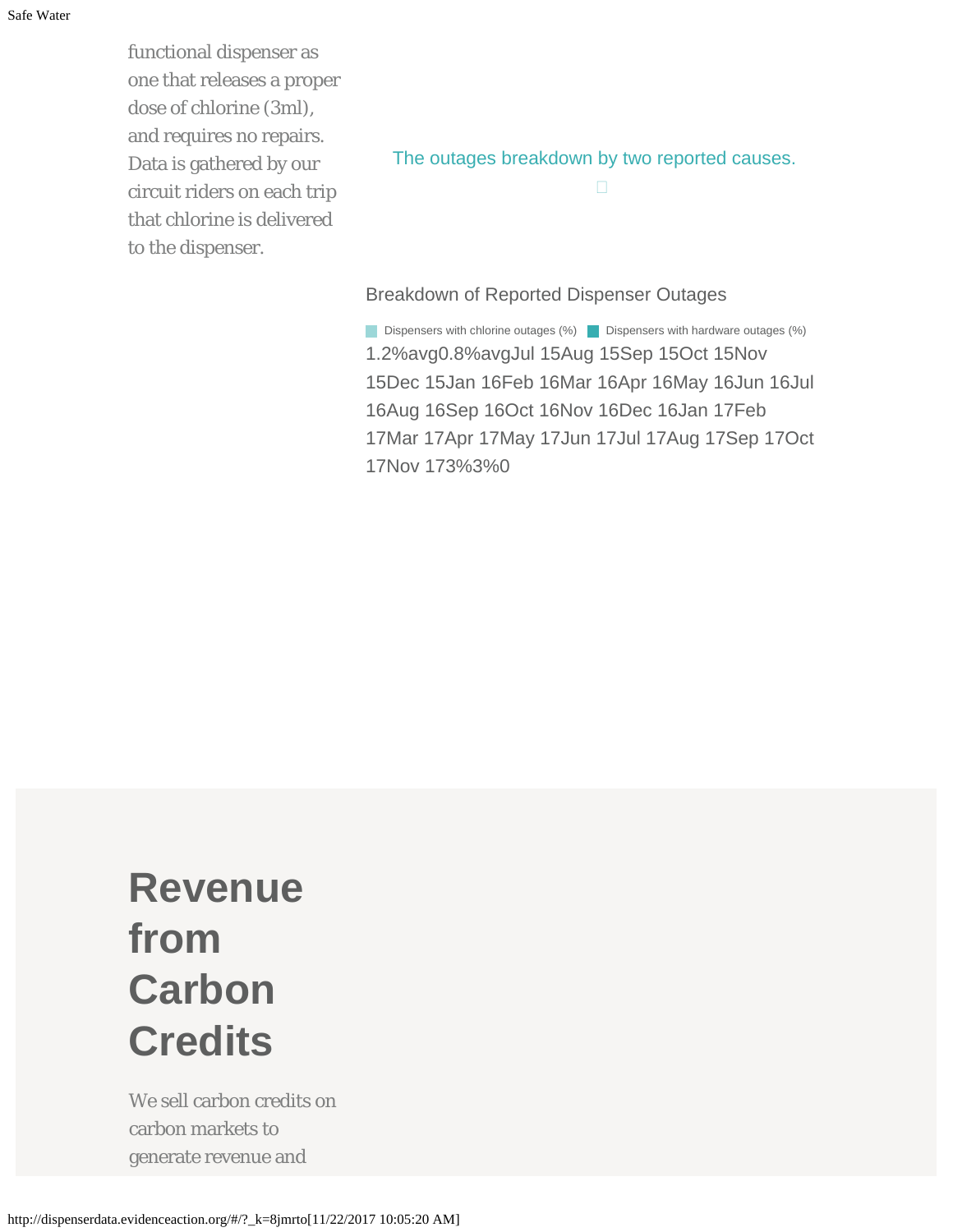functional dispenser as one that releases a proper dose of chlorine (3ml), and requires no repairs. Data is gathered by our circuit riders on each trip that chlorine is delivered to the dispenser.

The outages breakdown by two reported causes.

Breakdown of Reported Dispenser Outages

Dispensers with chlorine outages (%) Dispensers with hardware outages (%)

1.2%avg0.8%avgJul 15Aug 15Sep 15Oct 15Nov 15Dec 15Jan 16Feb 16Mar 16Apr 16May 16Jun 16Jul 16Aug 16Sep 16Oct 16Nov 16Dec 16Jan 17Feb 17Mar 17Apr 17May 17Jun 17Jul 17Aug 17Sep 17Oct 17Nov 173%3%0

# Revenue from Carbon Credits

We sell carbon credits on carbon markets to generate revenue and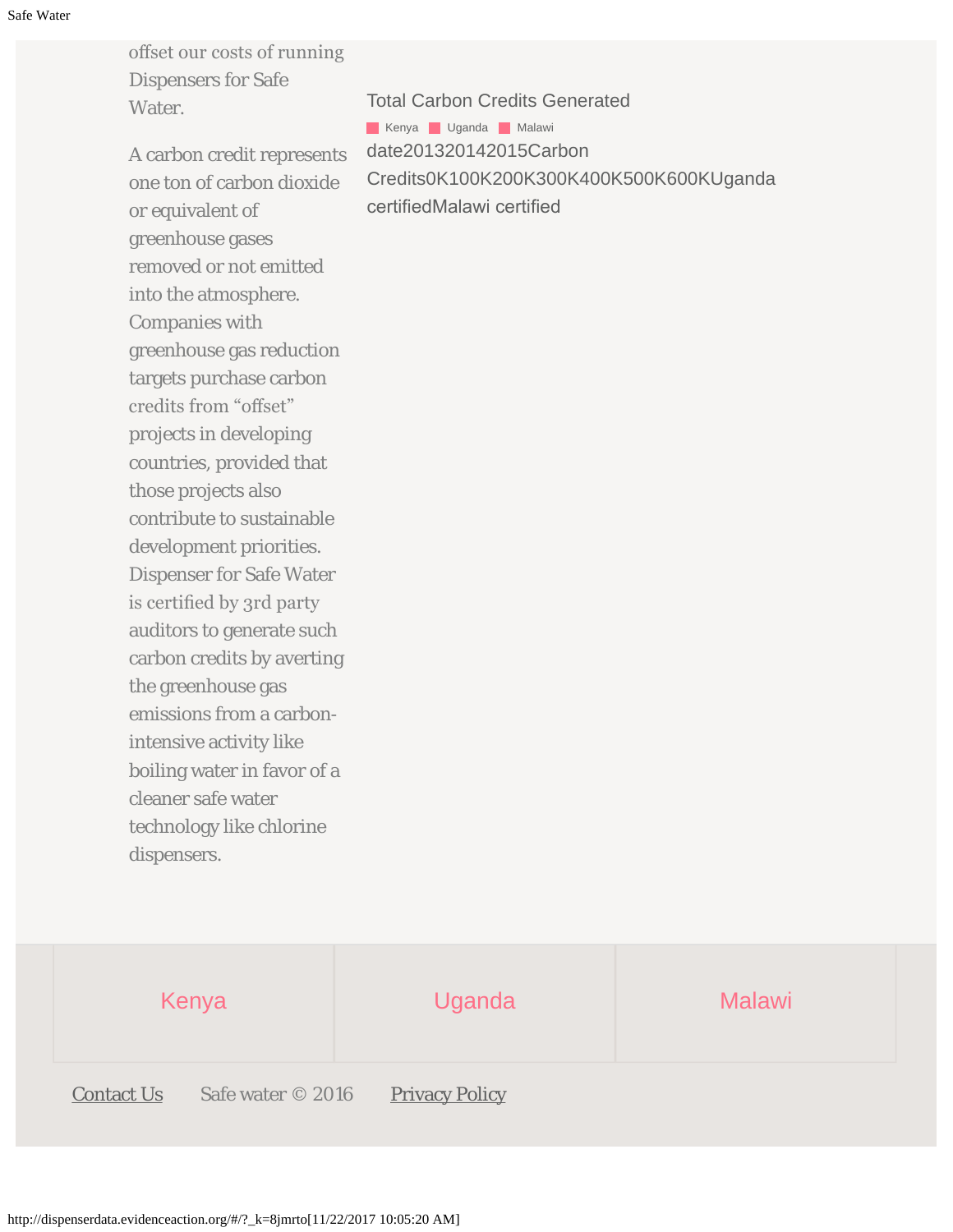offset our costs of running Dispensers for Safe Water.

A carbon credit represents one ton of carbon dioxide or equivalent of greenhouse gases removed or not emitted into the atmosphere. Companies with greenhouse gas reduction targets purchase carbon credits from “offset” projects in developing countries, provided that those projects also contribute to sustainable development priorities. Dispenser for Safe Water is certified by 3rd party auditors to generate such carbon credits by averting the greenhouse gas emissions from a carbon-intensive activity like boiling water in favor of a cleaner safe water technology like chlorine dispensers.

Total Carbon Credits Generated

Kenya Uganda Malawi

date201320142015Carbon Credits0K100K200K300K400K500K600KUganda certifiedMalawi certified

Kenya

Uganda

Malawi

Contact Us Safe water © 2016 Privacy Policy